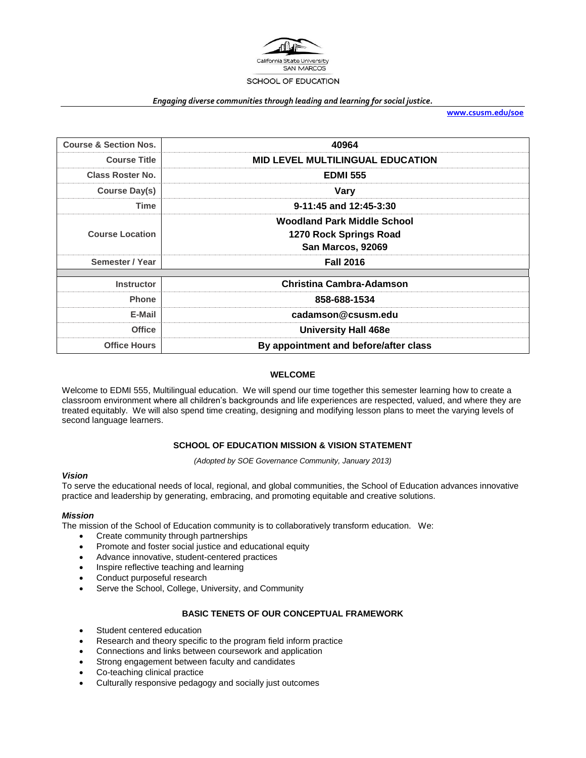California State University
SAN MARCOS
SCHOOL OF EDUCATION

*Engaging diverse communities through leading and learning for social justice.*

**www.csusm.edu/soe**

| | |
|---|---|
| **Course & Section Nos.** | **40964** |
| **Course Title** | **MID LEVEL MULTILINGUAL EDUCATION** |
| **Class Roster No.** | **EDMI 555** |
| **Course Day(s)** | **Vary** |
| **Time** | **9-11:45 and 12:45-3:30** |
| **Course Location** | **Woodland Park Middle School**<br>**1270 Rock Springs Road**<br>**San Marcos, 92069** |
| **Semester / Year** | **Fall 2016** |
| | |
| **Instructor** | **Christina Cambra-Adamson** |
| **Phone** | **858-688-1534** |
| **E-Mail** | **cadamson@csusm.edu** |
| **Office** | **University Hall 468e** |
| **Office Hours** | **By appointment and before/after class** |

## WELCOME

Welcome to EDMI 555, Multilingual education. We will spend our time together this semester learning how to create a classroom environment where all children's backgrounds and life experiences are respected, valued, and where they are treated equitably. We will also spend time creating, designing and modifying lesson plans to meet the varying levels of second language learners.

## SCHOOL OF EDUCATION MISSION & VISION STATEMENT

*(Adopted by SOE Governance Community, January 2013)*

### *Vision*

To serve the educational needs of local, regional, and global communities, the School of Education advances innovative practice and leadership by generating, embracing, and promoting equitable and creative solutions.

### *Mission*

The mission of the School of Education community is to collaboratively transform education. We:

- Create community through partnerships
- Promote and foster social justice and educational equity
- Advance innovative, student-centered practices
- Inspire reflective teaching and learning
- Conduct purposeful research
- Serve the School, College, University, and Community

## BASIC TENETS OF OUR CONCEPTUAL FRAMEWORK

- Student centered education
- Research and theory specific to the program field inform practice
- Connections and links between coursework and application
- Strong engagement between faculty and candidates
- Co-teaching clinical practice
- Culturally responsive pedagogy and socially just outcomes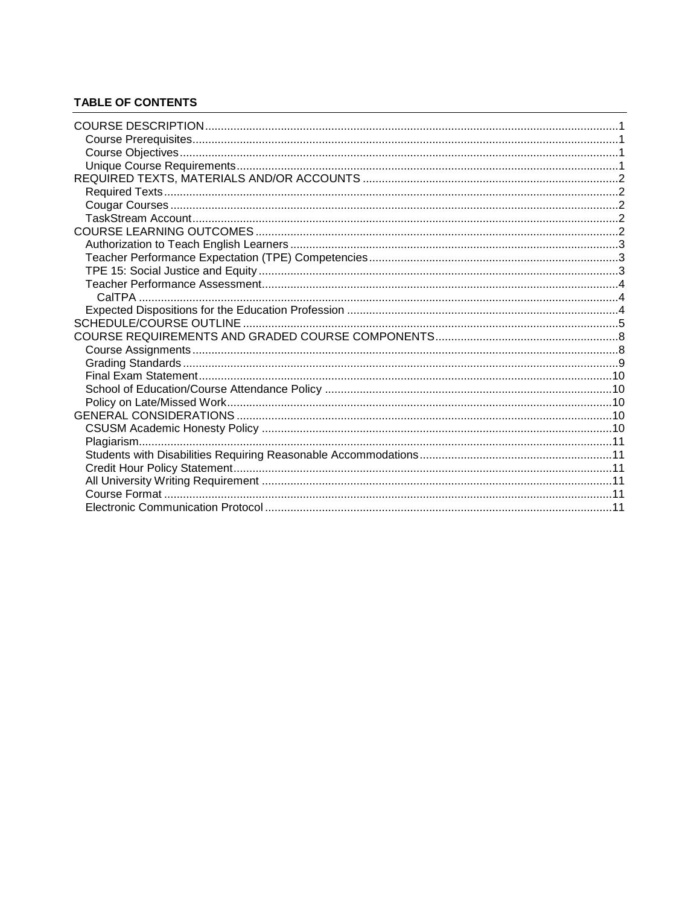**TABLE OF CONTENTS**

COURSE DESCRIPTION .......... 1
- Course Prerequisites .......... 1
- Course Objectives .......... 1
- Unique Course Requirements .......... 1

REQUIRED TEXTS, MATERIALS AND/OR ACCOUNTS .......... 2
- Required Texts .......... 2
- Cougar Courses .......... 2
- TaskStream Account .......... 2

COURSE LEARNING OUTCOMES .......... 2
- Authorization to Teach English Learners .......... 3
- Teacher Performance Expectation (TPE) Competencies .......... 3
- TPE 15: Social Justice and Equity .......... 3
- Teacher Performance Assessment .......... 4
  - CalTPA .......... 4
- Expected Dispositions for the Education Profession .......... 4

SCHEDULE/COURSE OUTLINE .......... 5

COURSE REQUIREMENTS AND GRADED COURSE COMPONENTS .......... 8
- Course Assignments .......... 8
- Grading Standards .......... 9
- Final Exam Statement .......... 10
- School of Education/Course Attendance Policy .......... 10
- Policy on Late/Missed Work .......... 10

GENERAL CONSIDERATIONS .......... 10
- CSUSM Academic Honesty Policy .......... 10
- Plagiarism .......... 11
- Students with Disabilities Requiring Reasonable Accommodations .......... 11
- Credit Hour Policy Statement .......... 11
- All University Writing Requirement .......... 11
- Course Format .......... 11
- Electronic Communication Protocol .......... 11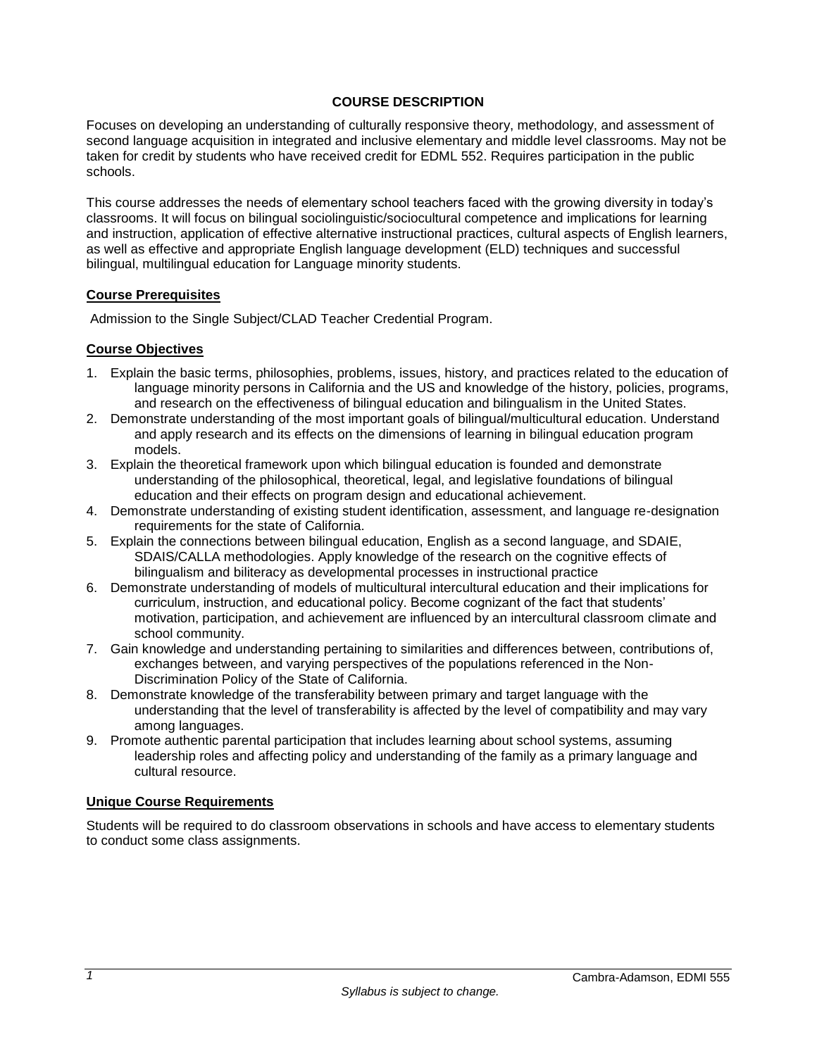## COURSE DESCRIPTION

Focuses on developing an understanding of culturally responsive theory, methodology, and assessment of second language acquisition in integrated and inclusive elementary and middle level classrooms. May not be taken for credit by students who have received credit for EDML 552. Requires participation in the public schools.

This course addresses the needs of elementary school teachers faced with the growing diversity in today's classrooms. It will focus on bilingual sociolinguistic/sociocultural competence and implications for learning and instruction, application of effective alternative instructional practices, cultural aspects of English learners, as well as effective and appropriate English language development (ELD) techniques and successful bilingual, multilingual education for Language minority students.

### Course Prerequisites

Admission to the Single Subject/CLAD Teacher Credential Program.

### Course Objectives

1. Explain the basic terms, philosophies, problems, issues, history, and practices related to the education of language minority persons in California and the US and knowledge of the history, policies, programs, and research on the effectiveness of bilingual education and bilingualism in the United States.
2. Demonstrate understanding of the most important goals of bilingual/multicultural education. Understand and apply research and its effects on the dimensions of learning in bilingual education program models.
3. Explain the theoretical framework upon which bilingual education is founded and demonstrate understanding of the philosophical, theoretical, legal, and legislative foundations of bilingual education and their effects on program design and educational achievement.
4. Demonstrate understanding of existing student identification, assessment, and language re-designation requirements for the state of California.
5. Explain the connections between bilingual education, English as a second language, and SDAIE, SDAIS/CALLA methodologies. Apply knowledge of the research on the cognitive effects of bilingualism and biliteracy as developmental processes in instructional practice
6. Demonstrate understanding of models of multicultural intercultural education and their implications for curriculum, instruction, and educational policy. Become cognizant of the fact that students' motivation, participation, and achievement are influenced by an intercultural classroom climate and school community.
7. Gain knowledge and understanding pertaining to similarities and differences between, contributions of, exchanges between, and varying perspectives of the populations referenced in the Non-Discrimination Policy of the State of California.
8. Demonstrate knowledge of the transferability between primary and target language with the understanding that the level of transferability is affected by the level of compatibility and may vary among languages.
9. Promote authentic parental participation that includes learning about school systems, assuming leadership roles and affecting policy and understanding of the family as a primary language and cultural resource.

### Unique Course Requirements

Students will be required to do classroom observations in schools and have access to elementary students to conduct some class assignments.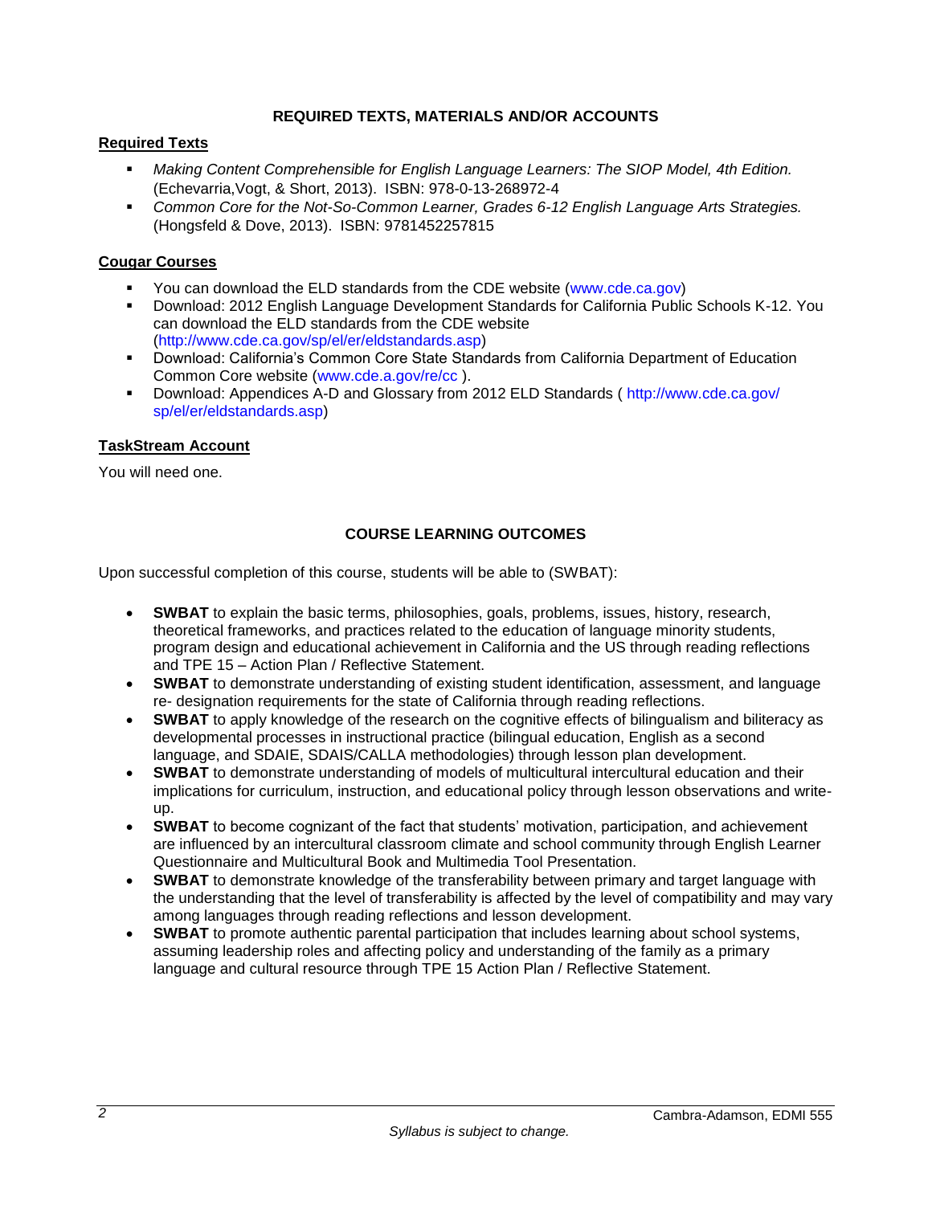## REQUIRED TEXTS, MATERIALS AND/OR ACCOUNTS

### Required Texts

- *Making Content Comprehensible for English Language Learners: The SIOP Model, 4th Edition.* (Echevarria,Vogt, & Short, 2013). ISBN: 978-0-13-268972-4
- *Common Core for the Not-So-Common Learner, Grades 6-12 English Language Arts Strategies.* (Hongsfeld & Dove, 2013). ISBN: 9781452257815

### Cougar Courses

- You can download the ELD standards from the CDE website (www.cde.ca.gov)
- Download: 2012 English Language Development Standards for California Public Schools K-12. You can download the ELD standards from the CDE website (http://www.cde.ca.gov/sp/el/er/eldstandards.asp)
- Download: California's Common Core State Standards from California Department of Education Common Core website (www.cde.a.gov/re/cc ).
- Download: Appendices A-D and Glossary from 2012 ELD Standards ( http://www.cde.ca.gov/ sp/el/er/eldstandards.asp)

### TaskStream Account

You will need one.

## COURSE LEARNING OUTCOMES

Upon successful completion of this course, students will be able to (SWBAT):

- **SWBAT** to explain the basic terms, philosophies, goals, problems, issues, history, research, theoretical frameworks, and practices related to the education of language minority students, program design and educational achievement in California and the US through reading reflections and TPE 15 – Action Plan / Reflective Statement.
- **SWBAT** to demonstrate understanding of existing student identification, assessment, and language re- designation requirements for the state of California through reading reflections.
- **SWBAT** to apply knowledge of the research on the cognitive effects of bilingualism and biliteracy as developmental processes in instructional practice (bilingual education, English as a second language, and SDAIE, SDAIS/CALLA methodologies) through lesson plan development.
- **SWBAT** to demonstrate understanding of models of multicultural intercultural education and their implications for curriculum, instruction, and educational policy through lesson observations and write-up.
- **SWBAT** to become cognizant of the fact that students' motivation, participation, and achievement are influenced by an intercultural classroom climate and school community through English Learner Questionnaire and Multicultural Book and Multimedia Tool Presentation.
- **SWBAT** to demonstrate knowledge of the transferability between primary and target language with the understanding that the level of transferability is affected by the level of compatibility and may vary among languages through reading reflections and lesson development.
- **SWBAT** to promote authentic parental participation that includes learning about school systems, assuming leadership roles and affecting policy and understanding of the family as a primary language and cultural resource through TPE 15 Action Plan / Reflective Statement.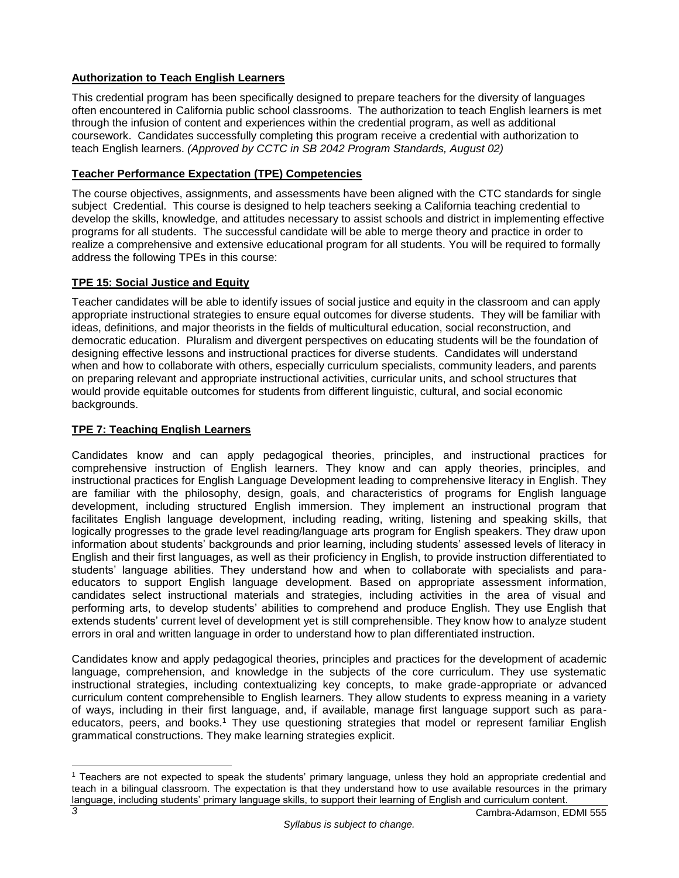**Authorization to Teach English Learners**

This credential program has been specifically designed to prepare teachers for the diversity of languages often encountered in California public school classrooms. The authorization to teach English learners is met through the infusion of content and experiences within the credential program, as well as additional coursework. Candidates successfully completing this program receive a credential with authorization to teach English learners. *(Approved by CCTC in SB 2042 Program Standards, August 02)*

**Teacher Performance Expectation (TPE) Competencies**

The course objectives, assignments, and assessments have been aligned with the CTC standards for single subject Credential. This course is designed to help teachers seeking a California teaching credential to develop the skills, knowledge, and attitudes necessary to assist schools and district in implementing effective programs for all students. The successful candidate will be able to merge theory and practice in order to realize a comprehensive and extensive educational program for all students. You will be required to formally address the following TPEs in this course:

**TPE 15: Social Justice and Equity**

Teacher candidates will be able to identify issues of social justice and equity in the classroom and can apply appropriate instructional strategies to ensure equal outcomes for diverse students. They will be familiar with ideas, definitions, and major theorists in the fields of multicultural education, social reconstruction, and democratic education. Pluralism and divergent perspectives on educating students will be the foundation of designing effective lessons and instructional practices for diverse students. Candidates will understand when and how to collaborate with others, especially curriculum specialists, community leaders, and parents on preparing relevant and appropriate instructional activities, curricular units, and school structures that would provide equitable outcomes for students from different linguistic, cultural, and social economic backgrounds.

**TPE 7: Teaching English Learners**

Candidates know and can apply pedagogical theories, principles, and instructional practices for comprehensive instruction of English learners. They know and can apply theories, principles, and instructional practices for English Language Development leading to comprehensive literacy in English. They are familiar with the philosophy, design, goals, and characteristics of programs for English language development, including structured English immersion. They implement an instructional program that facilitates English language development, including reading, writing, listening and speaking skills, that logically progresses to the grade level reading/language arts program for English speakers. They draw upon information about students' backgrounds and prior learning, including students' assessed levels of literacy in English and their first languages, as well as their proficiency in English, to provide instruction differentiated to students' language abilities. They understand how and when to collaborate with specialists and para-educators to support English language development. Based on appropriate assessment information, candidates select instructional materials and strategies, including activities in the area of visual and performing arts, to develop students' abilities to comprehend and produce English. They use English that extends students' current level of development yet is still comprehensible. They know how to analyze student errors in oral and written language in order to understand how to plan differentiated instruction.

Candidates know and apply pedagogical theories, principles and practices for the development of academic language, comprehension, and knowledge in the subjects of the core curriculum. They use systematic instructional strategies, including contextualizing key concepts, to make grade-appropriate or advanced curriculum content comprehensible to English learners. They allow students to express meaning in a variety of ways, including in their first language, and, if available, manage first language support such as para-educators, peers, and books.[1] They use questioning strategies that model or represent familiar English grammatical constructions. They make learning strategies explicit.

[1] Teachers are not expected to speak the students' primary language, unless they hold an appropriate credential and teach in a bilingual classroom. The expectation is that they understand how to use available resources in the primary language, including students' primary language skills, to support their learning of English and curriculum content.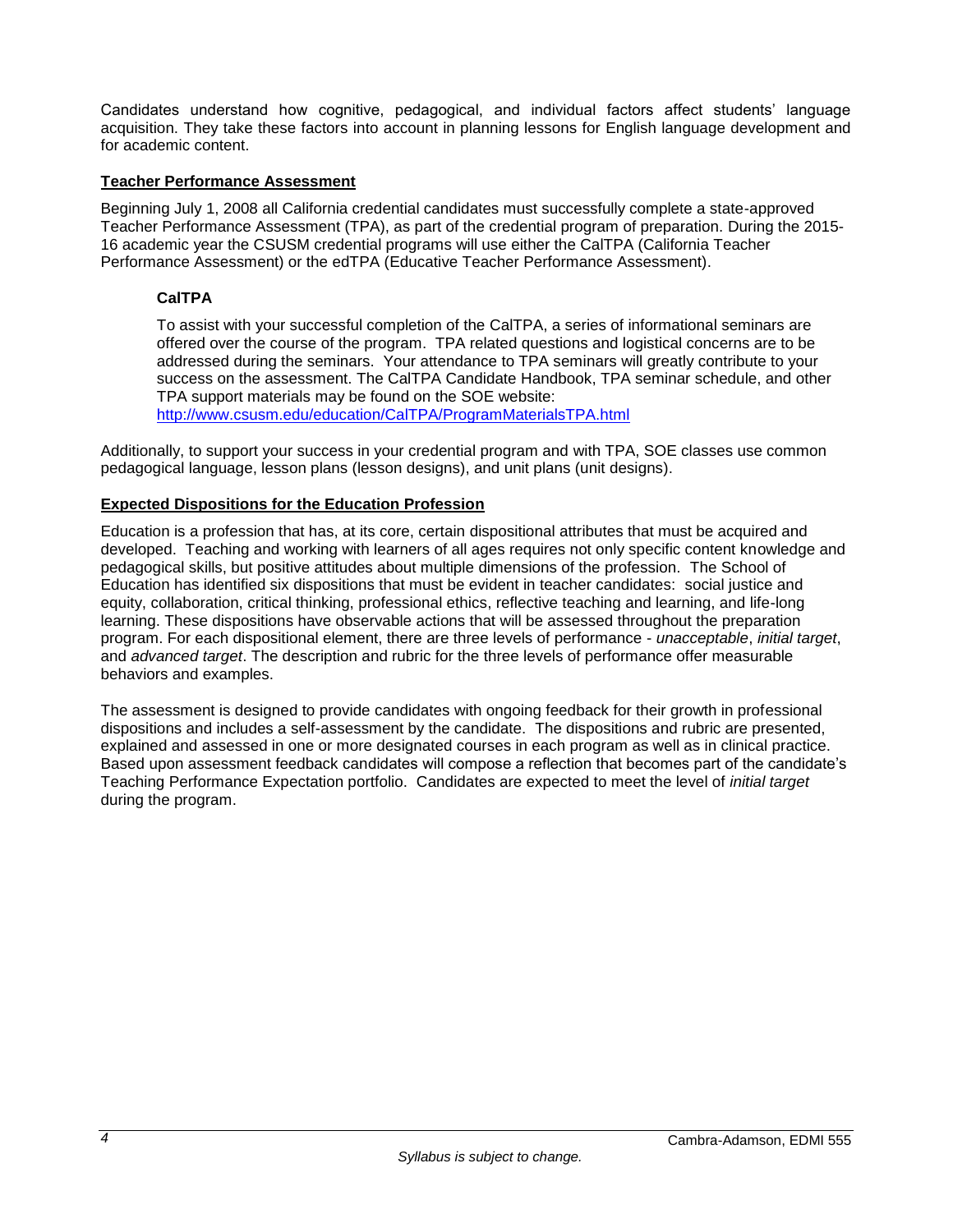Candidates understand how cognitive, pedagogical, and individual factors affect students' language acquisition. They take these factors into account in planning lessons for English language development and for academic content.

## Teacher Performance Assessment

Beginning July 1, 2008 all California credential candidates must successfully complete a state-approved Teacher Performance Assessment (TPA), as part of the credential program of preparation. During the 2015-16 academic year the CSUSM credential programs will use either the CalTPA (California Teacher Performance Assessment) or the edTPA (Educative Teacher Performance Assessment).

### CalTPA

To assist with your successful completion of the CalTPA, a series of informational seminars are offered over the course of the program. TPA related questions and logistical concerns are to be addressed during the seminars. Your attendance to TPA seminars will greatly contribute to your success on the assessment. The CalTPA Candidate Handbook, TPA seminar schedule, and other TPA support materials may be found on the SOE website: http://www.csusm.edu/education/CalTPA/ProgramMaterialsTPA.html

Additionally, to support your success in your credential program and with TPA, SOE classes use common pedagogical language, lesson plans (lesson designs), and unit plans (unit designs).

## Expected Dispositions for the Education Profession

Education is a profession that has, at its core, certain dispositional attributes that must be acquired and developed. Teaching and working with learners of all ages requires not only specific content knowledge and pedagogical skills, but positive attitudes about multiple dimensions of the profession. The School of Education has identified six dispositions that must be evident in teacher candidates: social justice and equity, collaboration, critical thinking, professional ethics, reflective teaching and learning, and life-long learning. These dispositions have observable actions that will be assessed throughout the preparation program. For each dispositional element, there are three levels of performance - *unacceptable*, *initial target*, and *advanced target*. The description and rubric for the three levels of performance offer measurable behaviors and examples.

The assessment is designed to provide candidates with ongoing feedback for their growth in professional dispositions and includes a self-assessment by the candidate. The dispositions and rubric are presented, explained and assessed in one or more designated courses in each program as well as in clinical practice. Based upon assessment feedback candidates will compose a reflection that becomes part of the candidate's Teaching Performance Expectation portfolio. Candidates are expected to meet the level of *initial target* during the program.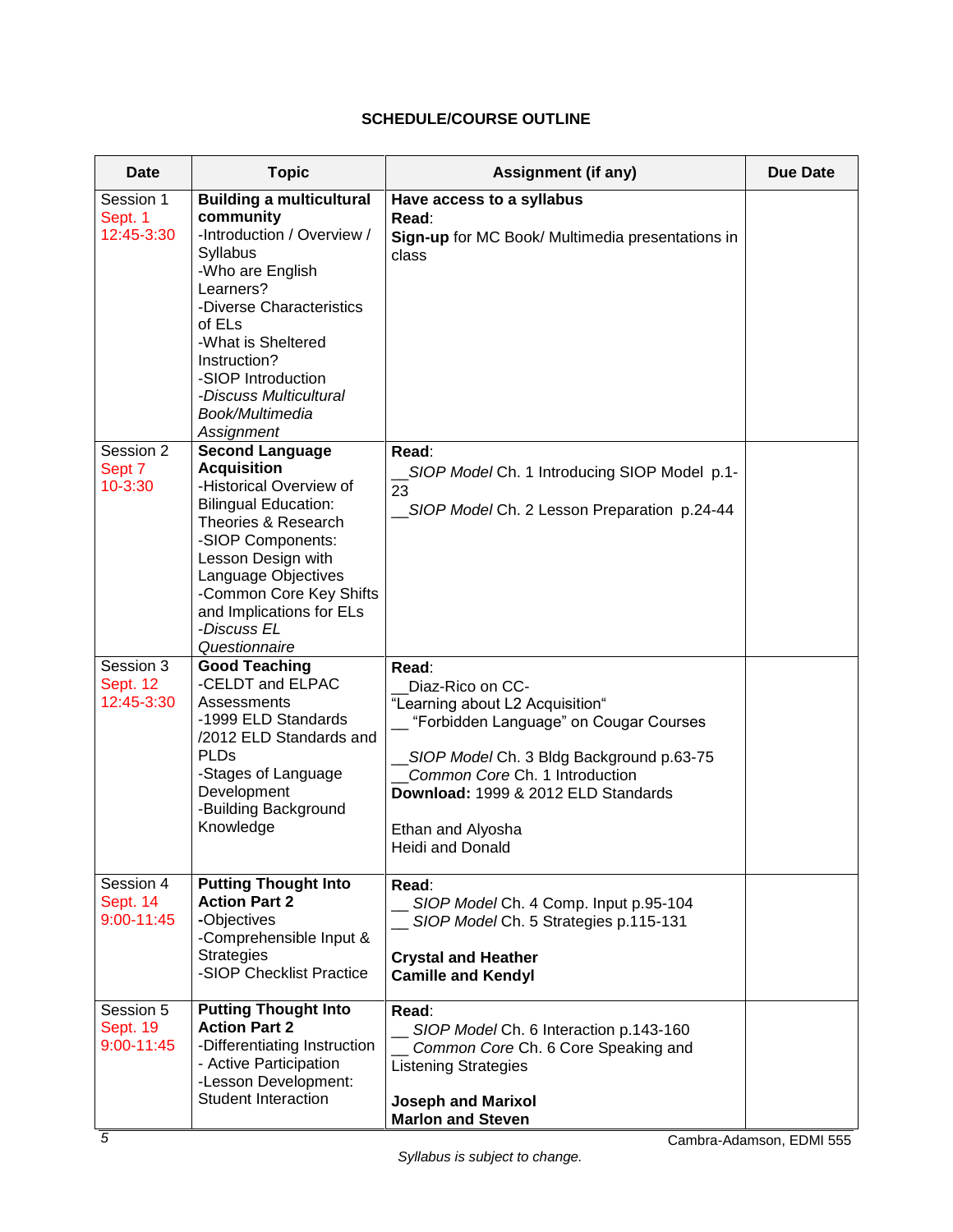**SCHEDULE/COURSE OUTLINE**

| Date | Topic | Assignment (if any) | Due Date |
|---|---|---|---|
| Session 1<br>Sept. 1<br>12:45-3:30 | **Building a multicultural community**<br>-Introduction / Overview / Syllabus<br>-Who are English Learners?<br>-Diverse Characteristics of ELs<br>-What is Sheltered Instruction?<br>-SIOP Introduction<br>-*Discuss Multicultural Book/Multimedia Assignment* | **Have access to a syllabus**<br>**Read**:<br>**Sign-up** for MC Book/ Multimedia presentations in class | |
| Session 2<br>Sept 7<br>10-3:30 | **Second Language Acquisition**<br>-Historical Overview of Bilingual Education: Theories & Research<br>-SIOP Components: Lesson Design with Language Objectives<br>-Common Core Key Shifts and Implications for ELs<br>-*Discuss EL Questionnaire* | **Read**:<br>__*SIOP Model* Ch. 1 Introducing SIOP Model p.1-23<br>__*SIOP Model* Ch. 2 Lesson Preparation p.24-44 | |
| Session 3<br>Sept. 12<br>12:45-3:30 | **Good Teaching**<br>-CELDT and ELPAC Assessments<br>-1999 ELD Standards /2012 ELD Standards and PLDs<br>-Stages of Language Development<br>-Building Background Knowledge | **Read**:<br>__Diaz-Rico on CC- "Learning about L2 Acquisition"<br>__ "Forbidden Language" on Cougar Courses<br><br>__*SIOP Model* Ch. 3 Bldg Background p.63-75<br>__*Common Core* Ch. 1 Introduction<br>**Download:** 1999 & 2012 ELD Standards<br><br>Ethan and Alyosha<br>Heidi and Donald | |
| Session 4<br>Sept. 14<br>9:00-11:45 | **Putting Thought Into Action Part 2**<br>-Objectives<br>-Comprehensible Input & Strategies<br>-SIOP Checklist Practice | **Read**:<br>__ *SIOP Model* Ch. 4 Comp. Input p.95-104<br>__ *SIOP Model* Ch. 5 Strategies p.115-131<br><br>**Crystal and Heather**<br>**Camille and Kendyl** | |
| Session 5<br>Sept. 19<br>9:00-11:45 | **Putting Thought Into Action Part 2**<br>-Differentiating Instruction<br>- Active Participation<br>-Lesson Development: Student Interaction | **Read**:<br>__ *SIOP Model* Ch. 6 Interaction p.143-160<br>__ *Common Core* Ch. 6 Core Speaking and Listening Strategies<br><br>**Joseph and Marixol**<br>**Marlon and Steven** | |

*Syllabus is subject to change.*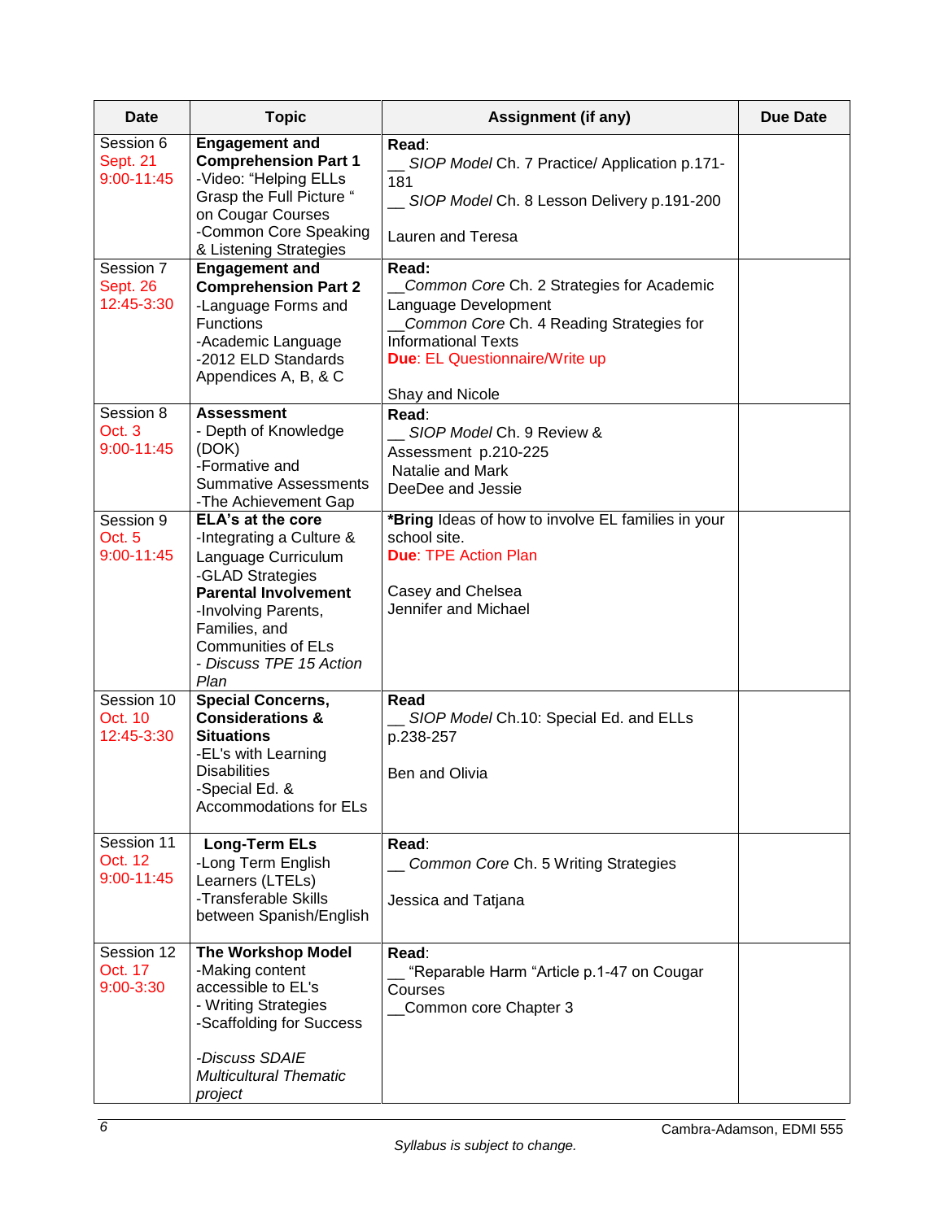| Date | Topic | Assignment (if any) | Due Date |
|---|---|---|---|
| Session 6<br>Sept. 21<br>9:00-11:45 | **Engagement and Comprehension Part 1**<br>-Video: "Helping ELLs Grasp the Full Picture " on Cougar Courses<br>-Common Core Speaking & Listening Strategies | **Read**:<br>__ *SIOP Model* Ch. 7 Practice/ Application p.171-181<br>__ *SIOP Model* Ch. 8 Lesson Delivery p.191-200<br><br>Lauren and Teresa | |
| Session 7<br>Sept. 26<br>12:45-3:30 | **Engagement and Comprehension Part 2**<br>-Language Forms and Functions<br>-Academic Language<br>-2012 ELD Standards Appendices A, B, & C | **Read:**<br>__*Common Core* Ch. 2 Strategies for Academic Language Development<br>__*Common Core* Ch. 4 Reading Strategies for Informational Texts<br>**Due**: EL Questionnaire/Write up<br><br>Shay and Nicole | |
| Session 8<br>Oct. 3<br>9:00-11:45 | **Assessment**<br>- Depth of Knowledge (DOK)<br>-Formative and Summative Assessments<br>-The Achievement Gap | **Read**:<br>__ *SIOP Model* Ch. 9 Review & Assessment p.210-225<br>Natalie and Mark<br>DeeDee and Jessie | |
| Session 9<br>Oct. 5<br>9:00-11:45 | **ELA's at the core**<br>-Integrating a Culture & Language Curriculum<br>-GLAD Strategies<br>**Parental Involvement**<br>-Involving Parents, Families, and Communities of ELs<br>- *Discuss TPE 15 Action Plan* | ***Bring** Ideas of how to involve EL families in your school site.<br>**Due**: TPE Action Plan<br><br>Casey and Chelsea<br>Jennifer and Michael | |
| Session 10<br>Oct. 10<br>12:45-3:30 | **Special Concerns, Considerations & Situations**<br>-EL's with Learning Disabilities<br>-Special Ed. & Accommodations for ELs | **Read**<br>__ *SIOP Model* Ch.10: Special Ed. and ELLs p.238-257<br><br>Ben and Olivia | |
| Session 11<br>Oct. 12<br>9:00-11:45 | **Long-Term ELs**<br>-Long Term English Learners (LTELs)<br>-Transferable Skills between Spanish/English | **Read**:<br>__ *Common Core* Ch. 5 Writing Strategies<br><br>Jessica and Tatjana | |
| Session 12<br>Oct. 17<br>9:00-3:30 | **The Workshop Model**<br>-Making content accessible to EL's<br>- Writing Strategies<br>-Scaffolding for Success<br><br>*-Discuss SDAIE Multicultural Thematic project* | **Read**:<br>__ "Reparable Harm "Article p.1-47 on Cougar Courses<br>__Common core Chapter 3 | |

*Syllabus is subject to change.*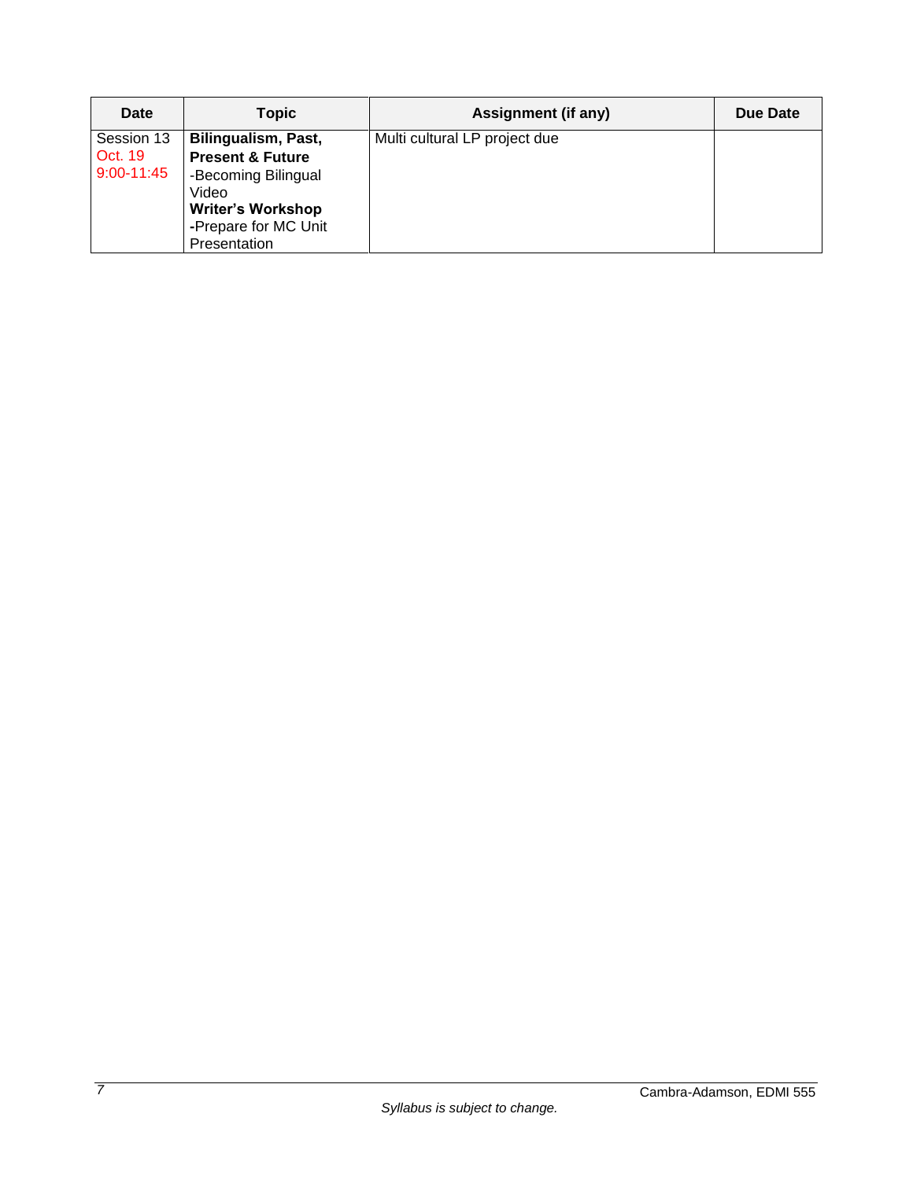| Date | Topic | Assignment (if any) | Due Date |
|---|---|---|---|
| Session 13<br>Oct. 19<br>9:00-11:45 | **Bilingualism, Past, Present & Future**<br>-Becoming Bilingual Video<br>**Writer's Workshop**<br>**-**Prepare for MC Unit Presentation | Multi cultural LP project due | |

*Syllabus is subject to change.*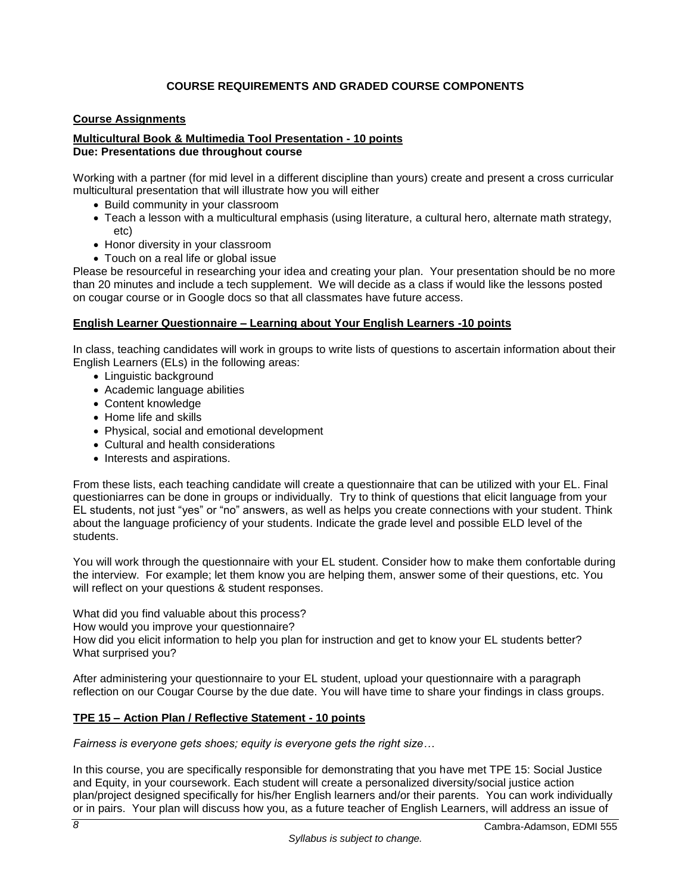## COURSE REQUIREMENTS AND GRADED COURSE COMPONENTS

### Course Assignments

**Multicultural Book & Multimedia Tool Presentation - 10 points**
**Due: Presentations due throughout course**

Working with a partner (for mid level in a different discipline than yours) create and present a cross curricular multicultural presentation that will illustrate how you will either

- Build community in your classroom
- Teach a lesson with a multicultural emphasis (using literature, a cultural hero, alternate math strategy, etc)
- Honor diversity in your classroom
- Touch on a real life or global issue

Please be resourceful in researching your idea and creating your plan. Your presentation should be no more than 20 minutes and include a tech supplement. We will decide as a class if would like the lessons posted on cougar course or in Google docs so that all classmates have future access.

**English Learner Questionnaire – Learning about Your English Learners -10 points**

In class, teaching candidates will work in groups to write lists of questions to ascertain information about their English Learners (ELs) in the following areas:

- Linguistic background
- Academic language abilities
- Content knowledge
- Home life and skills
- Physical, social and emotional development
- Cultural and health considerations
- Interests and aspirations.

From these lists, each teaching candidate will create a questionnaire that can be utilized with your EL. Final questioniarres can be done in groups or individually. Try to think of questions that elicit language from your EL students, not just "yes" or "no" answers, as well as helps you create connections with your student. Think about the language proficiency of your students. Indicate the grade level and possible ELD level of the students.

You will work through the questionnaire with your EL student. Consider how to make them confortable during the interview. For example; let them know you are helping them, answer some of their questions, etc. You will reflect on your questions & student responses.

What did you find valuable about this process?
How would you improve your questionnaire?
How did you elicit information to help you plan for instruction and get to know your EL students better?
What surprised you?

After administering your questionnaire to your EL student, upload your questionnaire with a paragraph reflection on our Cougar Course by the due date. You will have time to share your findings in class groups.

**TPE 15 – Action Plan / Reflective Statement - 10 points**

*Fairness is everyone gets shoes; equity is everyone gets the right size…*

In this course, you are specifically responsible for demonstrating that you have met TPE 15: Social Justice and Equity, in your coursework. Each student will create a personalized diversity/social justice action plan/project designed specifically for his/her English learners and/or their parents. You can work individually or in pairs. Your plan will discuss how you, as a future teacher of English Learners, will address an issue of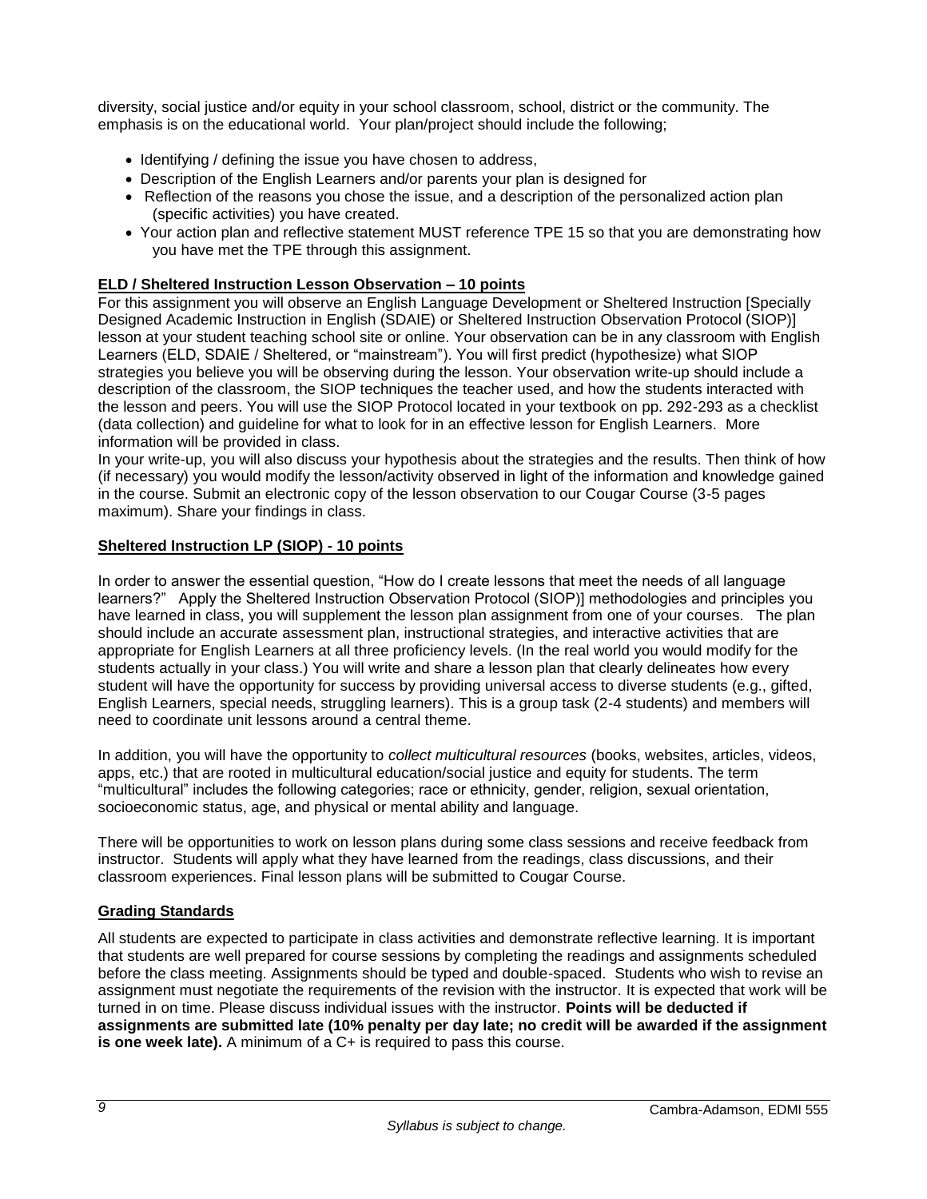diversity, social justice and/or equity in your school classroom, school, district or the community. The emphasis is on the educational world. Your plan/project should include the following;

- Identifying / defining the issue you have chosen to address,
- Description of the English Learners and/or parents your plan is designed for
- Reflection of the reasons you chose the issue, and a description of the personalized action plan (specific activities) you have created.
- Your action plan and reflective statement MUST reference TPE 15 so that you are demonstrating how you have met the TPE through this assignment.

**ELD / Sheltered Instruction Lesson Observation – 10 points**

For this assignment you will observe an English Language Development or Sheltered Instruction [Specially Designed Academic Instruction in English (SDAIE) or Sheltered Instruction Observation Protocol (SIOP)] lesson at your student teaching school site or online. Your observation can be in any classroom with English Learners (ELD, SDAIE / Sheltered, or "mainstream"). You will first predict (hypothesize) what SIOP strategies you believe you will be observing during the lesson. Your observation write-up should include a description of the classroom, the SIOP techniques the teacher used, and how the students interacted with the lesson and peers. You will use the SIOP Protocol located in your textbook on pp. 292-293 as a checklist (data collection) and guideline for what to look for in an effective lesson for English Learners. More information will be provided in class.

In your write-up, you will also discuss your hypothesis about the strategies and the results. Then think of how (if necessary) you would modify the lesson/activity observed in light of the information and knowledge gained in the course. Submit an electronic copy of the lesson observation to our Cougar Course (3-5 pages maximum). Share your findings in class.

**Sheltered Instruction LP (SIOP) - 10 points**

In order to answer the essential question, "How do I create lessons that meet the needs of all language learners?" Apply the Sheltered Instruction Observation Protocol (SIOP)] methodologies and principles you have learned in class, you will supplement the lesson plan assignment from one of your courses. The plan should include an accurate assessment plan, instructional strategies, and interactive activities that are appropriate for English Learners at all three proficiency levels. (In the real world you would modify for the students actually in your class.) You will write and share a lesson plan that clearly delineates how every student will have the opportunity for success by providing universal access to diverse students (e.g., gifted, English Learners, special needs, struggling learners). This is a group task (2-4 students) and members will need to coordinate unit lessons around a central theme.

In addition, you will have the opportunity to *collect multicultural resources* (books, websites, articles, videos, apps, etc.) that are rooted in multicultural education/social justice and equity for students. The term "multicultural" includes the following categories; race or ethnicity, gender, religion, sexual orientation, socioeconomic status, age, and physical or mental ability and language.

There will be opportunities to work on lesson plans during some class sessions and receive feedback from instructor. Students will apply what they have learned from the readings, class discussions, and their classroom experiences. Final lesson plans will be submitted to Cougar Course.

**Grading Standards**

All students are expected to participate in class activities and demonstrate reflective learning. It is important that students are well prepared for course sessions by completing the readings and assignments scheduled before the class meeting. Assignments should be typed and double-spaced. Students who wish to revise an assignment must negotiate the requirements of the revision with the instructor. It is expected that work will be turned in on time. Please discuss individual issues with the instructor. **Points will be deducted if assignments are submitted late (10% penalty per day late; no credit will be awarded if the assignment is one week late).** A minimum of a C+ is required to pass this course.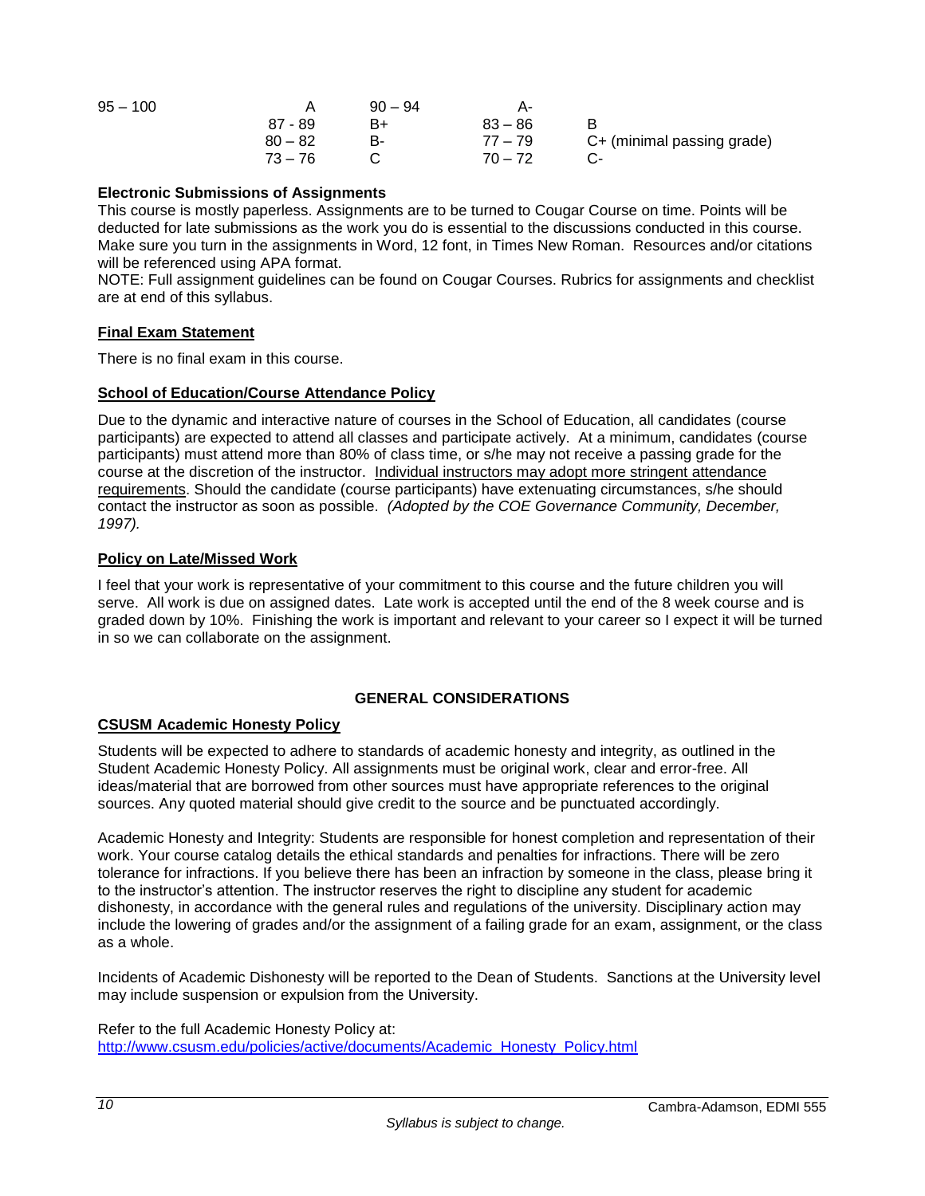| | | | | |
|---|---|---|---|---|
| 95 – 100 | A | 90 – 94 | A- | |
| | 87 - 89 | B+ | 83 – 86 | B |
| | 80 – 82 | B- | 77 – 79 | C+ (minimal passing grade) |
| | 73 – 76 | C | 70 – 72 | C- |

**Electronic Submissions of Assignments**

This course is mostly paperless. Assignments are to be turned to Cougar Course on time. Points will be deducted for late submissions as the work you do is essential to the discussions conducted in this course. Make sure you turn in the assignments in Word, 12 font, in Times New Roman. Resources and/or citations will be referenced using APA format.

NOTE: Full assignment guidelines can be found on Cougar Courses. Rubrics for assignments and checklist are at end of this syllabus.

**Final Exam Statement**

There is no final exam in this course.

**School of Education/Course Attendance Policy**

Due to the dynamic and interactive nature of courses in the School of Education, all candidates (course participants) are expected to attend all classes and participate actively. At a minimum, candidates (course participants) must attend more than 80% of class time, or s/he may not receive a passing grade for the course at the discretion of the instructor. Individual instructors may adopt more stringent attendance requirements. Should the candidate (course participants) have extenuating circumstances, s/he should contact the instructor as soon as possible. *(Adopted by the COE Governance Community, December, 1997).*

**Policy on Late/Missed Work**

I feel that your work is representative of your commitment to this course and the future children you will serve. All work is due on assigned dates. Late work is accepted until the end of the 8 week course and is graded down by 10%. Finishing the work is important and relevant to your career so I expect it will be turned in so we can collaborate on the assignment.

## GENERAL CONSIDERATIONS

**CSUSM Academic Honesty Policy**

Students will be expected to adhere to standards of academic honesty and integrity, as outlined in the Student Academic Honesty Policy. All assignments must be original work, clear and error-free. All ideas/material that are borrowed from other sources must have appropriate references to the original sources. Any quoted material should give credit to the source and be punctuated accordingly.

Academic Honesty and Integrity: Students are responsible for honest completion and representation of their work. Your course catalog details the ethical standards and penalties for infractions. There will be zero tolerance for infractions. If you believe there has been an infraction by someone in the class, please bring it to the instructor's attention. The instructor reserves the right to discipline any student for academic dishonesty, in accordance with the general rules and regulations of the university. Disciplinary action may include the lowering of grades and/or the assignment of a failing grade for an exam, assignment, or the class as a whole.

Incidents of Academic Dishonesty will be reported to the Dean of Students. Sanctions at the University level may include suspension or expulsion from the University.

Refer to the full Academic Honesty Policy at:
http://www.csusm.edu/policies/active/documents/Academic_Honesty_Policy.html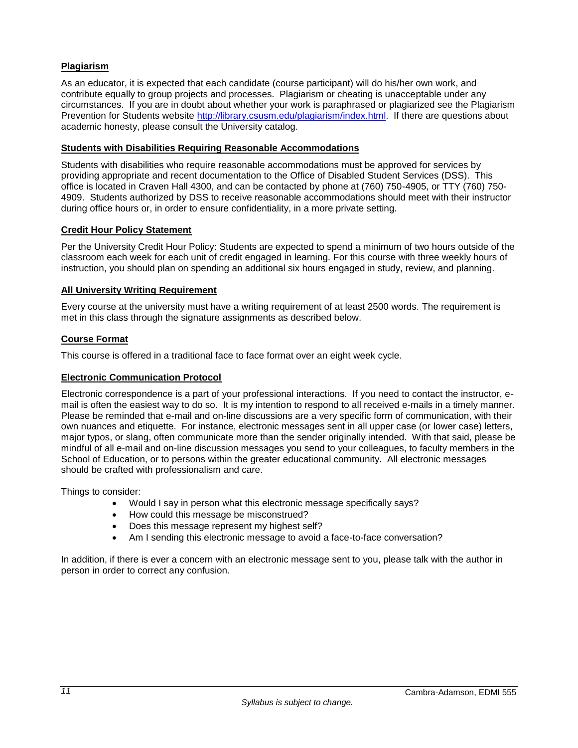## Plagiarism

As an educator, it is expected that each candidate (course participant) will do his/her own work, and contribute equally to group projects and processes. Plagiarism or cheating is unacceptable under any circumstances. If you are in doubt about whether your work is paraphrased or plagiarized see the Plagiarism Prevention for Students website http://library.csusm.edu/plagiarism/index.html. If there are questions about academic honesty, please consult the University catalog.

## Students with Disabilities Requiring Reasonable Accommodations

Students with disabilities who require reasonable accommodations must be approved for services by providing appropriate and recent documentation to the Office of Disabled Student Services (DSS). This office is located in Craven Hall 4300, and can be contacted by phone at (760) 750-4905, or TTY (760) 750-4909. Students authorized by DSS to receive reasonable accommodations should meet with their instructor during office hours or, in order to ensure confidentiality, in a more private setting.

## Credit Hour Policy Statement

Per the University Credit Hour Policy: Students are expected to spend a minimum of two hours outside of the classroom each week for each unit of credit engaged in learning. For this course with three weekly hours of instruction, you should plan on spending an additional six hours engaged in study, review, and planning.

## All University Writing Requirement

Every course at the university must have a writing requirement of at least 2500 words. The requirement is met in this class through the signature assignments as described below.

## Course Format

This course is offered in a traditional face to face format over an eight week cycle.

## Electronic Communication Protocol

Electronic correspondence is a part of your professional interactions. If you need to contact the instructor, e-mail is often the easiest way to do so. It is my intention to respond to all received e-mails in a timely manner. Please be reminded that e-mail and on-line discussions are a very specific form of communication, with their own nuances and etiquette. For instance, electronic messages sent in all upper case (or lower case) letters, major typos, or slang, often communicate more than the sender originally intended. With that said, please be mindful of all e-mail and on-line discussion messages you send to your colleagues, to faculty members in the School of Education, or to persons within the greater educational community. All electronic messages should be crafted with professionalism and care.

Things to consider:

- Would I say in person what this electronic message specifically says?
- How could this message be misconstrued?
- Does this message represent my highest self?
- Am I sending this electronic message to avoid a face-to-face conversation?

In addition, if there is ever a concern with an electronic message sent to you, please talk with the author in person in order to correct any confusion.